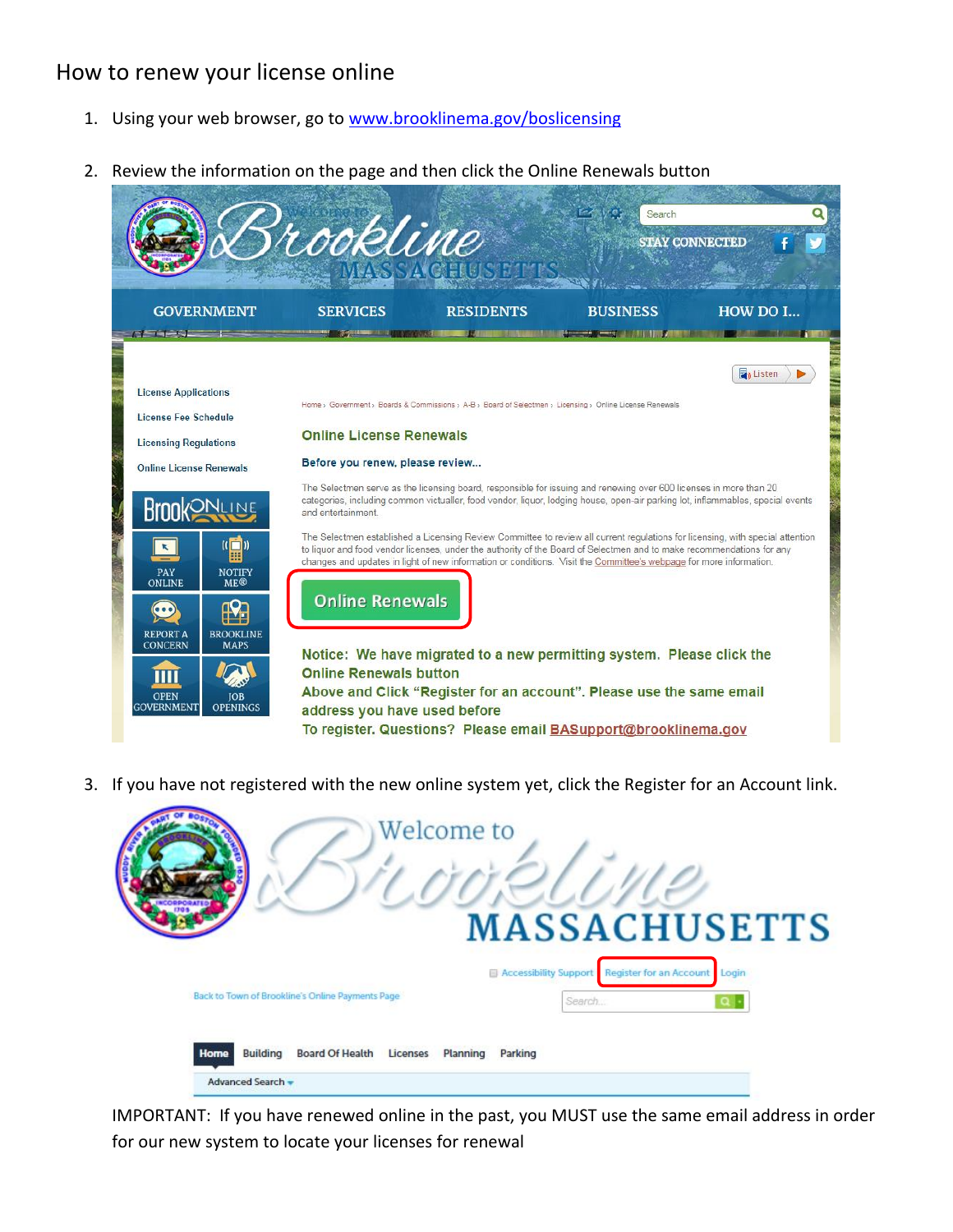# How to renew your license online

1. Using your web browser, go to www.brooklinema.gov/boslicensing

2. Review the information on the page and then click the Online Renewals button

3. If you have not registered with the new online system yet, click the Register for an Account link.

IMPORTANT: If you have renewed online in the past, you MUST use the same email address in order for our new system to locate your licenses for renewal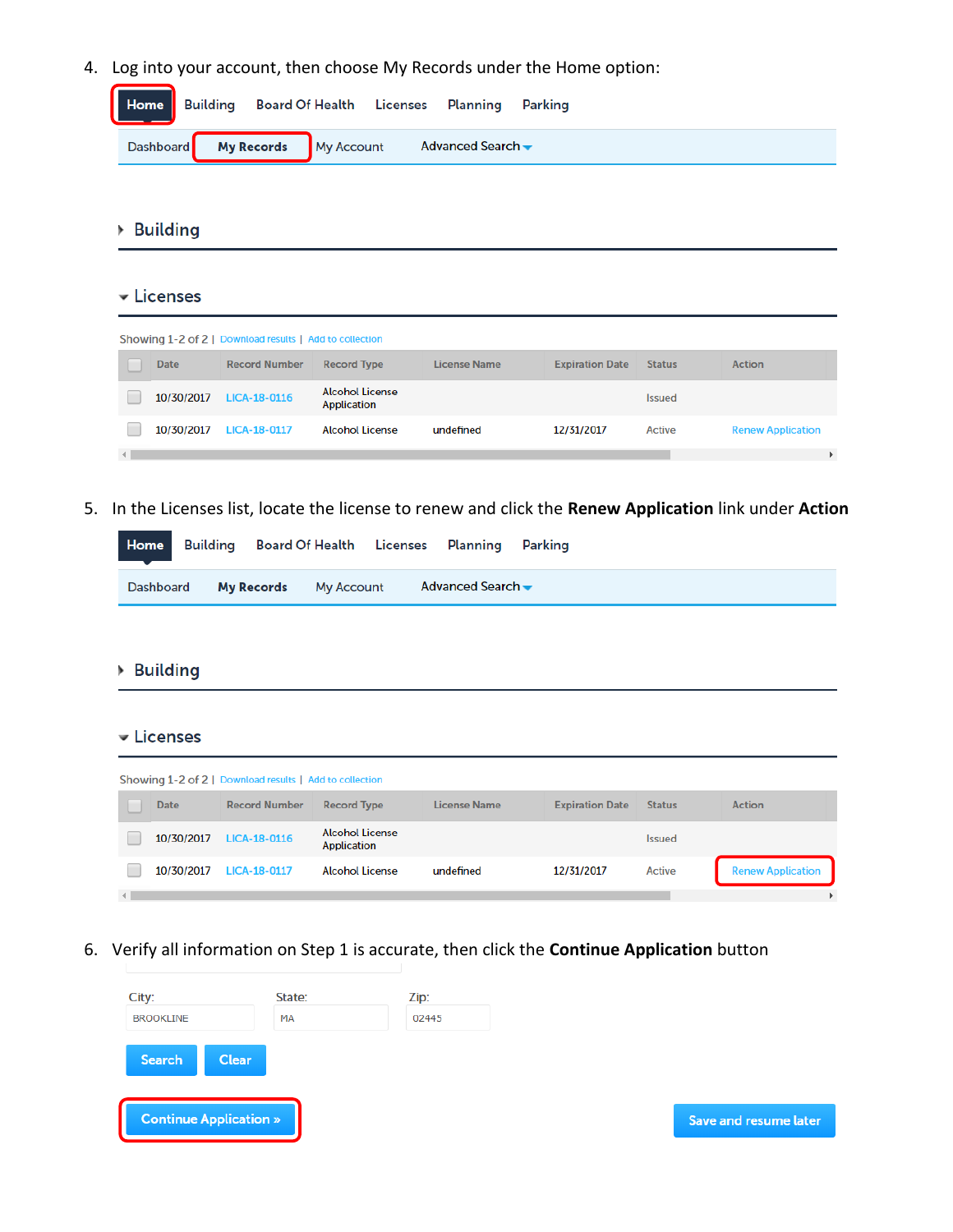4. Log into your account, then choose My Records under the Home option:

Home | Building | Board Of Health | Licenses | Planning | Parking

Dashboard | **My Records** | My Account | Advanced Search

Building

Licenses

Showing 1-2 of 2 | Download results | Add to collection

| | Date | Record Number | Record Type | License Name | Expiration Date | Status | Action |
|---|---|---|---|---|---|---|---|
| | 10/30/2017 | LICA-18-0116 | Alcohol License Application | | | Issued | |
| | 10/30/2017 | LICA-18-0117 | Alcohol License | undefined | 12/31/2017 | Active | Renew Application |

5. In the Licenses list, locate the license to renew and click the **Renew Application** link under **Action**

Home | Building | Board Of Health | Licenses | Planning | Parking

Dashboard | **My Records** | My Account | Advanced Search

Building

Licenses

Showing 1-2 of 2 | Download results | Add to collection

| | Date | Record Number | Record Type | License Name | Expiration Date | Status | Action |
|---|---|---|---|---|---|---|---|
| | 10/30/2017 | LICA-18-0116 | Alcohol License Application | | | Issued | |
| | 10/30/2017 | LICA-18-0117 | Alcohol License | undefined | 12/31/2017 | Active | Renew Application |

6. Verify all information on Step 1 is accurate, then click the **Continue Application** button

City: BROOKLINE | State: MA | Zip: 02445

Search | Clear

Continue Application » | Save and resume later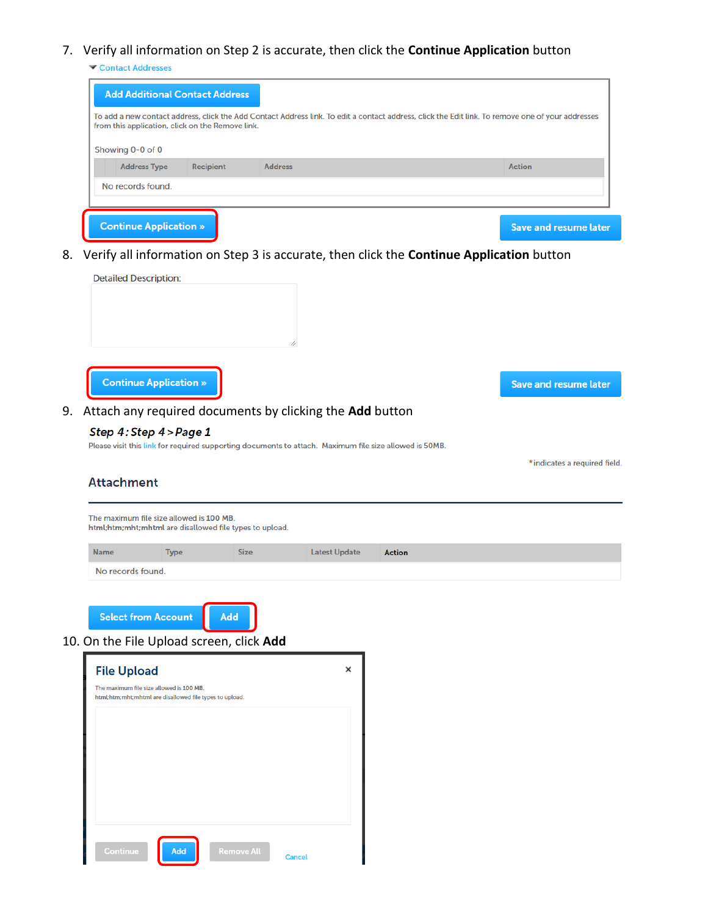7. Verify all information on Step 2 is accurate, then click the **Continue Application** button

▾ Contact Addresses

Add Additional Contact Address

To add a new contact address, click the Add Contact Address link. To edit a contact address, click the Edit link. To remove one of your addresses from this application, click on the Remove link.

Showing 0-0 of 0

| Address Type | Recipient | Address | Action |
|---|---|---|---|
| No records found. | | | |

Continue Application » Save and resume later

8. Verify all information on Step 3 is accurate, then click the **Continue Application** button

Detailed Description:

Continue Application » Save and resume later

9. Attach any required documents by clicking the **Add** button

***Step 4: Step 4 > Page 1***

Please visit this link for required supporting documents to attach. Maximum file size allowed is 50MB.

*indicates a required field.

**Attachment**

The maximum file size allowed is 100 MB.
html;htm;mht;mhtml are disallowed file types to upload.

| Name | Type | Size | Latest Update | Action |
|---|---|---|---|---|
| No records found. | | | | |

Select from Account Add

10. On the File Upload screen, click **Add**

**File Upload** ×

The maximum file size allowed is 100 MB.
html;htm;mht;mhtml are disallowed file types to upload.

Continue Add Remove All Cancel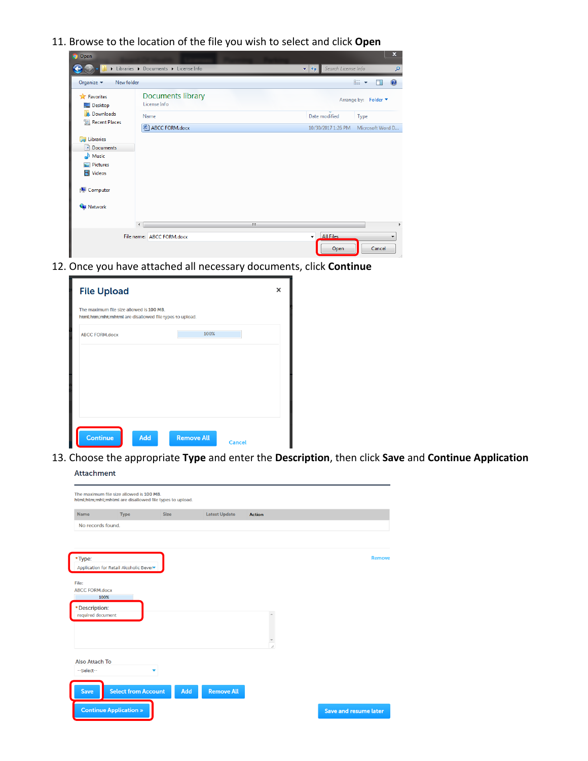11. Browse to the location of the file you wish to select and click **Open**

12. Once you have attached all necessary documents, click **Continue**

13. Choose the appropriate **Type** and enter the **Description**, then click **Save** and **Continue Application**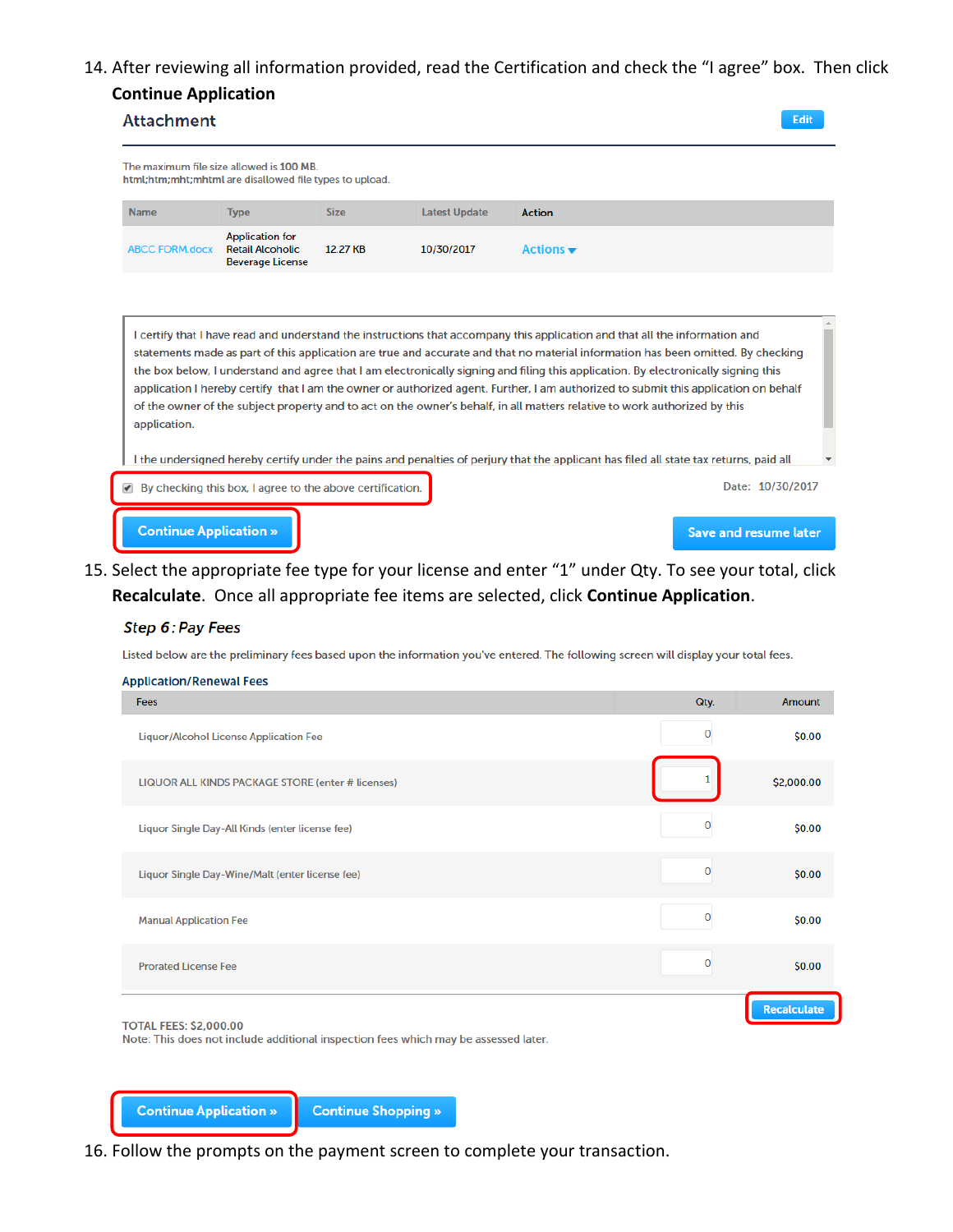14. After reviewing all information provided, read the Certification and check the "I agree" box. Then click **Continue Application**

## Attachment

Edit

The maximum file size allowed is **100 MB**.
**html;htm;mht;mhtml** are disallowed file types to upload.

| Name | Type | Size | Latest Update | Action |
|---|---|---|---|---|
| ABCC FORM.docx | Application for Retail Alcoholic Beverage License | 12.27 KB | 10/30/2017 | Actions ▾ |

I certify that I have read and understand the instructions that accompany this application and that all the information and statements made as part of this application are true and accurate and that no material information has been omitted. By checking the box below, I understand and agree that I am electronically signing and filing this application. By electronically signing this application I hereby certify that I am the owner or authorized agent. Further, I am authorized to submit this application on behalf of the owner of the subject property and to act on the owner's behalf, in all matters relative to work authorized by this application.

I the undersigned hereby certify under the pains and penalties of perjury that the applicant has filed all state tax returns, paid all

☑ By checking this box, I agree to the above certification.

Date: 10/30/2017

Continue Application »

Save and resume later

15. Select the appropriate fee type for your license and enter "1" under Qty. To see your total, click **Recalculate**. Once all appropriate fee items are selected, click **Continue Application**.

### *Step 6 : Pay Fees*

Listed below are the preliminary fees based upon the information you've entered. The following screen will display your total fees.

**Application/Renewal Fees**

| Fees | Qty. | Amount |
|---|---|---|
| Liquor/Alcohol License Application Fee | 0 | $0.00 |
| LIQUOR ALL KINDS PACKAGE STORE (enter # licenses) | 1 | $2,000.00 |
| Liquor Single Day-All Kinds (enter license fee) | 0 | $0.00 |
| Liquor Single Day-Wine/Malt (enter license fee) | 0 | $0.00 |
| Manual Application Fee | 0 | $0.00 |
| Prorated License Fee | 0 | $0.00 |

Recalculate

TOTAL FEES: $2,000.00
Note: This does not include additional inspection fees which may be assessed later.

Continue Application » Continue Shopping »

16. Follow the prompts on the payment screen to complete your transaction.